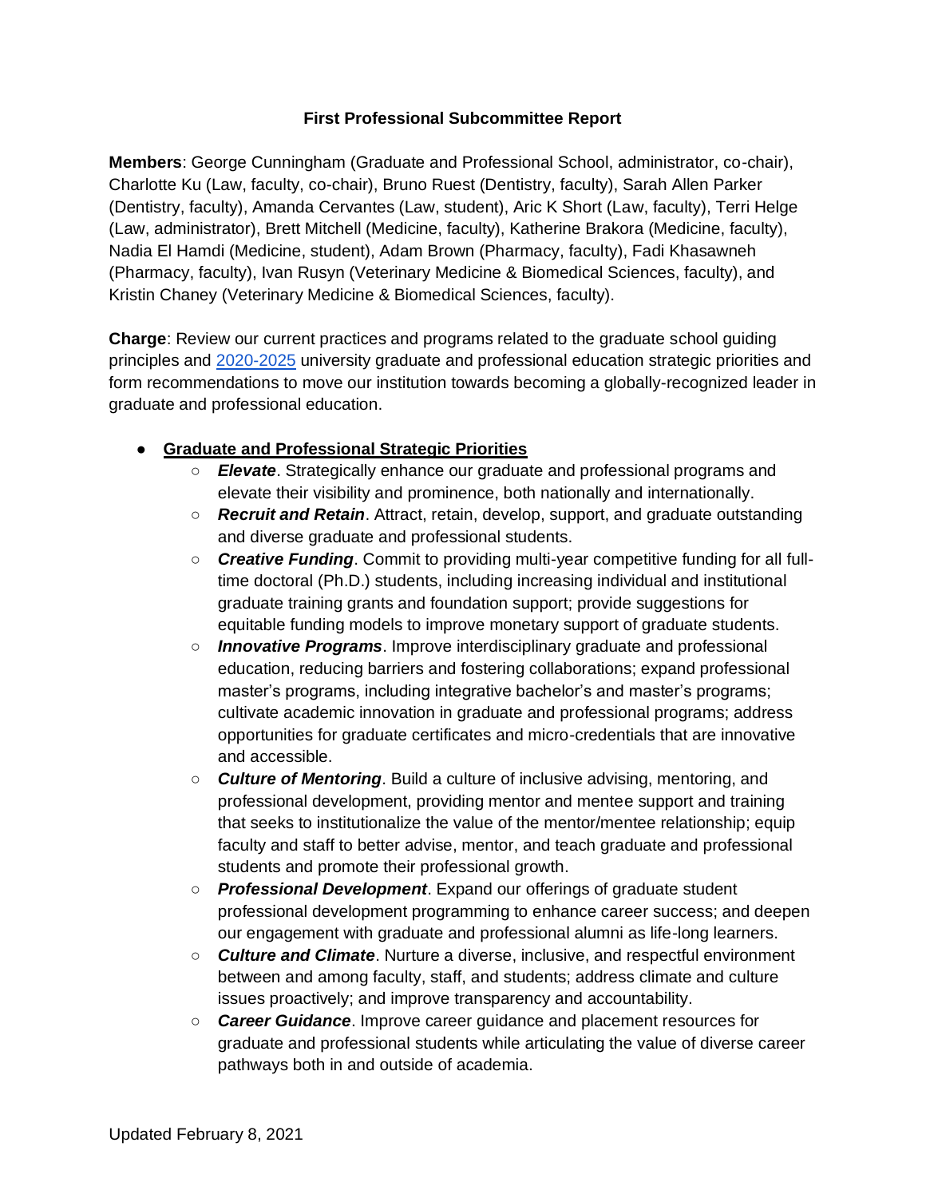# First Professional Subcommittee Report

**Members**: George Cunningham (Graduate and Professional School, administrator, co-chair), Charlotte Ku (Law, faculty, co-chair), Bruno Ruest (Dentistry, faculty), Sarah Allen Parker (Dentistry, faculty), Amanda Cervantes (Law, student), Aric K Short (Law, faculty), Terri Helge (Law, administrator), Brett Mitchell (Medicine, faculty), Katherine Brakora (Medicine, faculty), Nadia El Hamdi (Medicine, student), Adam Brown (Pharmacy, faculty), Fadi Khasawneh (Pharmacy, faculty), Ivan Rusyn (Veterinary Medicine & Biomedical Sciences, faculty), and Kristin Chaney (Veterinary Medicine & Biomedical Sciences, faculty).

**Charge**: Review our current practices and programs related to the graduate school guiding principles and 2020-2025 university graduate and professional education strategic priorities and form recommendations to move our institution towards becoming a globally-recognized leader in graduate and professional education.

- **Graduate and Professional Strategic Priorities**
  - ***Elevate***. Strategically enhance our graduate and professional programs and elevate their visibility and prominence, both nationally and internationally.
  - ***Recruit and Retain***. Attract, retain, develop, support, and graduate outstanding and diverse graduate and professional students.
  - ***Creative Funding***. Commit to providing multi-year competitive funding for all full-time doctoral (Ph.D.) students, including increasing individual and institutional graduate training grants and foundation support; provide suggestions for equitable funding models to improve monetary support of graduate students.
  - ***Innovative Programs***. Improve interdisciplinary graduate and professional education, reducing barriers and fostering collaborations; expand professional master's programs, including integrative bachelor's and master's programs; cultivate academic innovation in graduate and professional programs; address opportunities for graduate certificates and micro-credentials that are innovative and accessible.
  - ***Culture of Mentoring***. Build a culture of inclusive advising, mentoring, and professional development, providing mentor and mentee support and training that seeks to institutionalize the value of the mentor/mentee relationship; equip faculty and staff to better advise, mentor, and teach graduate and professional students and promote their professional growth.
  - ***Professional Development***. Expand our offerings of graduate student professional development programming to enhance career success; and deepen our engagement with graduate and professional alumni as life-long learners.
  - ***Culture and Climate***. Nurture a diverse, inclusive, and respectful environment between and among faculty, staff, and students; address climate and culture issues proactively; and improve transparency and accountability.
  - ***Career Guidance***. Improve career guidance and placement resources for graduate and professional students while articulating the value of diverse career pathways both in and outside of academia.

Updated February 8, 2021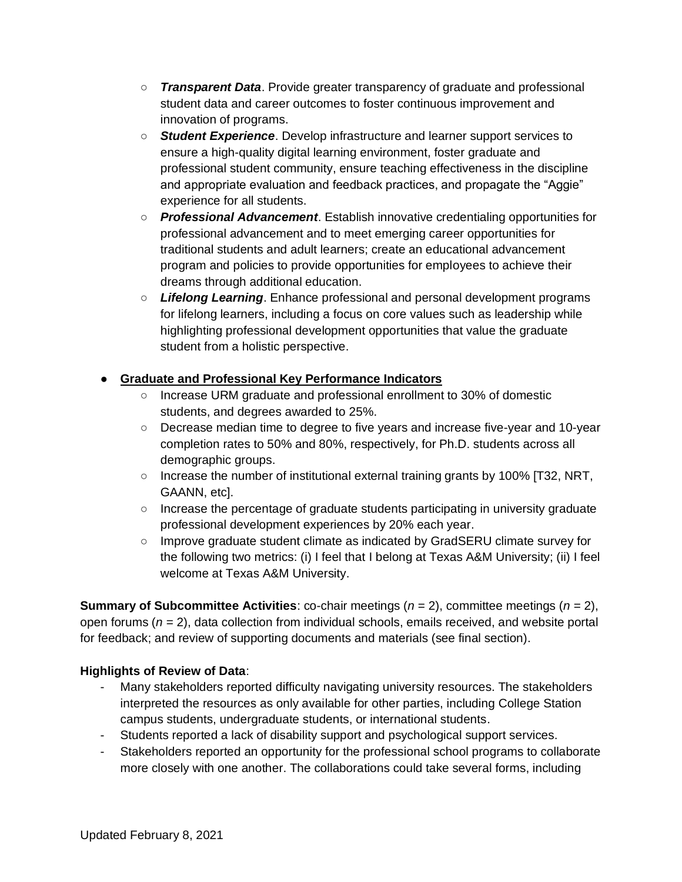- ***Transparent Data***. Provide greater transparency of graduate and professional student data and career outcomes to foster continuous improvement and innovation of programs.
  - ***Student Experience***. Develop infrastructure and learner support services to ensure a high-quality digital learning environment, foster graduate and professional student community, ensure teaching effectiveness in the discipline and appropriate evaluation and feedback practices, and propagate the "Aggie" experience for all students.
  - ***Professional Advancement***. Establish innovative credentialing opportunities for professional advancement and to meet emerging career opportunities for traditional students and adult learners; create an educational advancement program and policies to provide opportunities for employees to achieve their dreams through additional education.
  - ***Lifelong Learning***. Enhance professional and personal development programs for lifelong learners, including a focus on core values such as leadership while highlighting professional development opportunities that value the graduate student from a holistic perspective.

- **<u>Graduate and Professional Key Performance Indicators</u>**
  - Increase URM graduate and professional enrollment to 30% of domestic students, and degrees awarded to 25%.
  - Decrease median time to degree to five years and increase five-year and 10-year completion rates to 50% and 80%, respectively, for Ph.D. students across all demographic groups.
  - Increase the number of institutional external training grants by 100% [T32, NRT, GAANN, etc].
  - Increase the percentage of graduate students participating in university graduate professional development experiences by 20% each year.
  - Improve graduate student climate as indicated by GradSERU climate survey for the following two metrics: (i) I feel that I belong at Texas A&M University; (ii) I feel welcome at Texas A&M University.

**Summary of Subcommittee Activities**: co-chair meetings ($n$ = 2), committee meetings ($n$ = 2), open forums ($n$ = 2), data collection from individual schools, emails received, and website portal for feedback; and review of supporting documents and materials (see final section).

**Highlights of Review of Data**:

- Many stakeholders reported difficulty navigating university resources. The stakeholders interpreted the resources as only available for other parties, including College Station campus students, undergraduate students, or international students.
- Students reported a lack of disability support and psychological support services.
- Stakeholders reported an opportunity for the professional school programs to collaborate more closely with one another. The collaborations could take several forms, including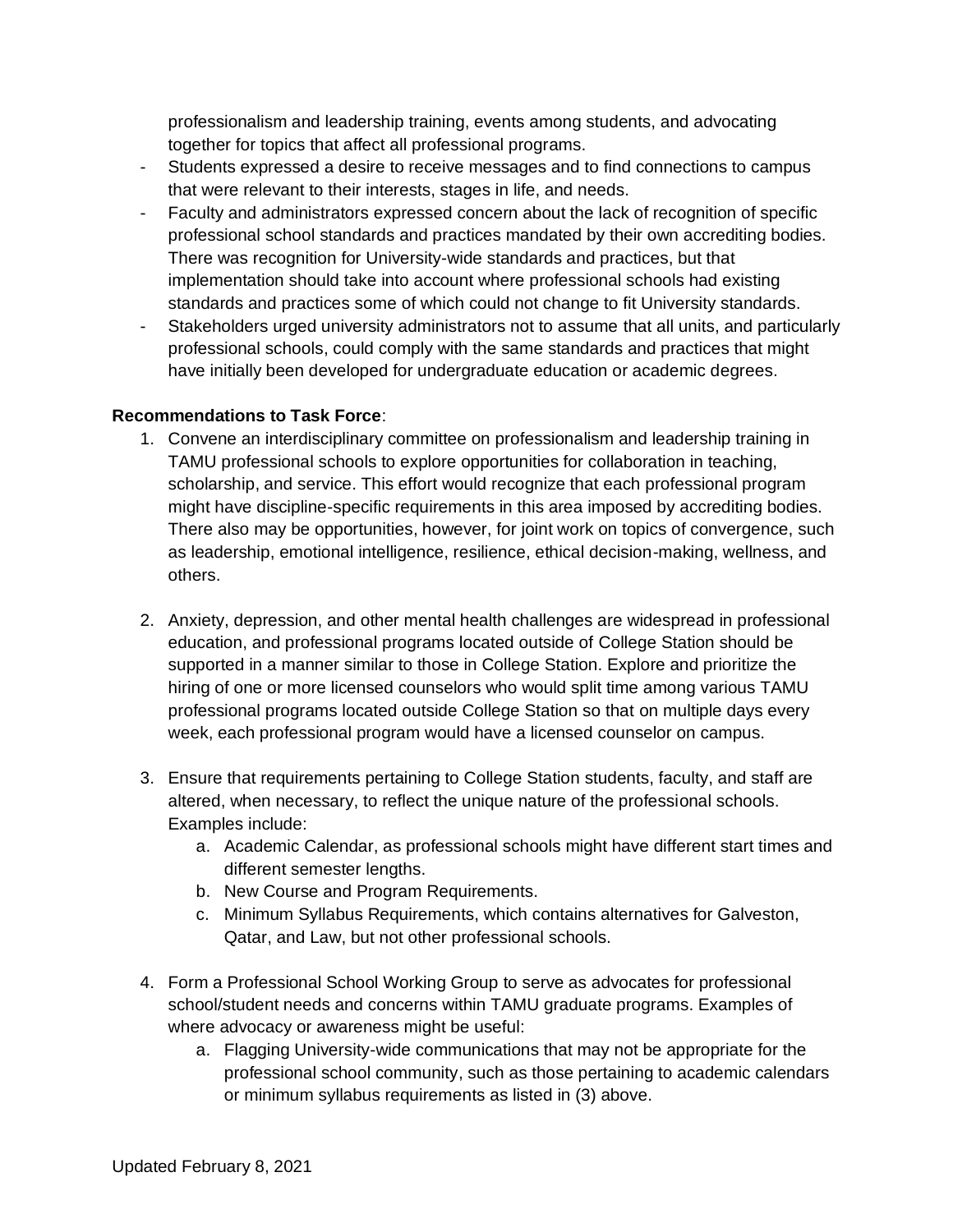professionalism and leadership training, events among students, and advocating together for topics that affect all professional programs.

- Students expressed a desire to receive messages and to find connections to campus that were relevant to their interests, stages in life, and needs.
- Faculty and administrators expressed concern about the lack of recognition of specific professional school standards and practices mandated by their own accrediting bodies. There was recognition for University-wide standards and practices, but that implementation should take into account where professional schools had existing standards and practices some of which could not change to fit University standards.
- Stakeholders urged university administrators not to assume that all units, and particularly professional schools, could comply with the same standards and practices that might have initially been developed for undergraduate education or academic degrees.

**Recommendations to Task Force**:

1. Convene an interdisciplinary committee on professionalism and leadership training in TAMU professional schools to explore opportunities for collaboration in teaching, scholarship, and service. This effort would recognize that each professional program might have discipline-specific requirements in this area imposed by accrediting bodies. There also may be opportunities, however, for joint work on topics of convergence, such as leadership, emotional intelligence, resilience, ethical decision-making, wellness, and others.

2. Anxiety, depression, and other mental health challenges are widespread in professional education, and professional programs located outside of College Station should be supported in a manner similar to those in College Station. Explore and prioritize the hiring of one or more licensed counselors who would split time among various TAMU professional programs located outside College Station so that on multiple days every week, each professional program would have a licensed counselor on campus.

3. Ensure that requirements pertaining to College Station students, faculty, and staff are altered, when necessary, to reflect the unique nature of the professional schools. Examples include:
    a. Academic Calendar, as professional schools might have different start times and different semester lengths.
    b. New Course and Program Requirements.
    c. Minimum Syllabus Requirements, which contains alternatives for Galveston, Qatar, and Law, but not other professional schools.

4. Form a Professional School Working Group to serve as advocates for professional school/student needs and concerns within TAMU graduate programs. Examples of where advocacy or awareness might be useful:
    a. Flagging University-wide communications that may not be appropriate for the professional school community, such as those pertaining to academic calendars or minimum syllabus requirements as listed in (3) above.

Updated February 8, 2021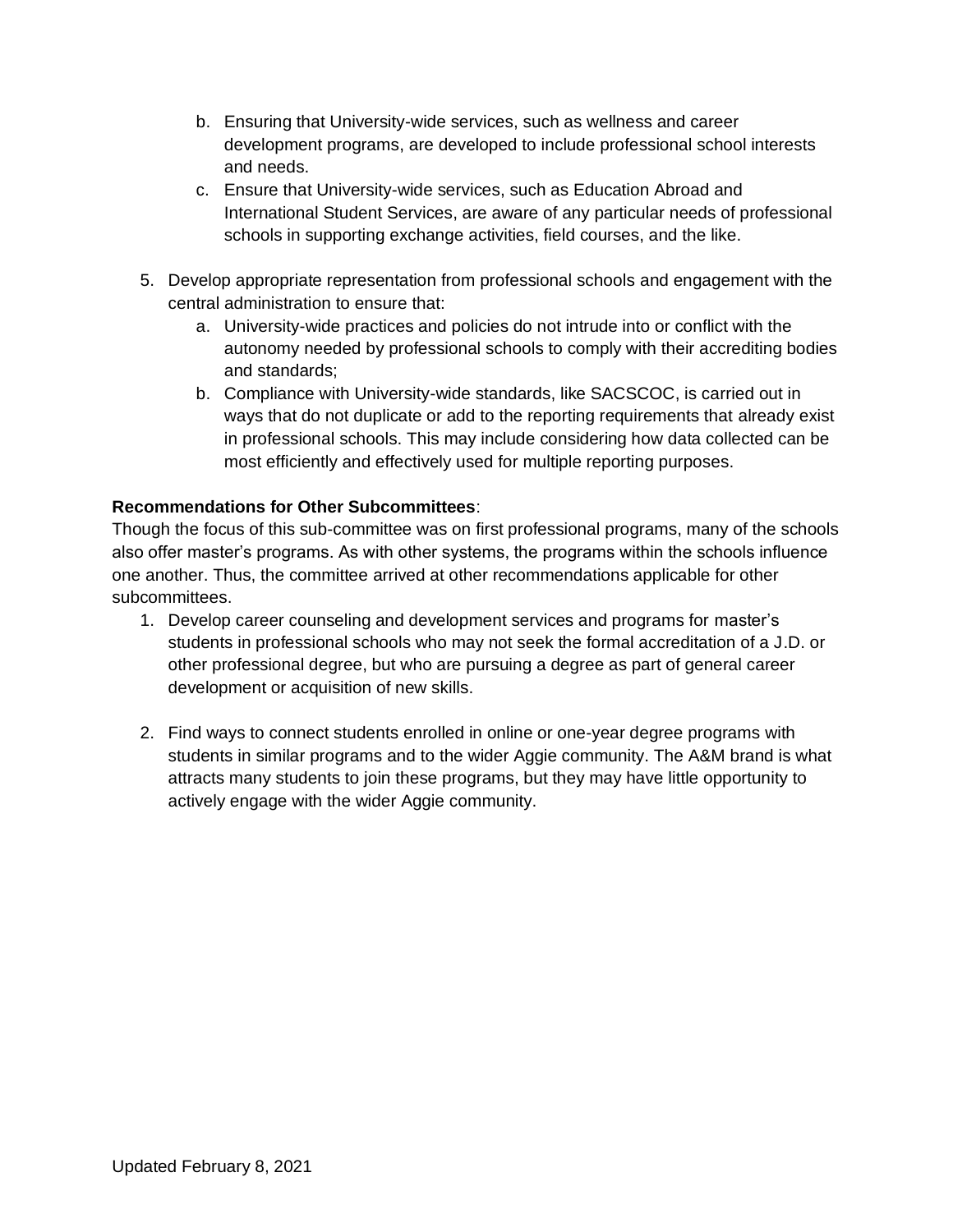b. Ensuring that University-wide services, such as wellness and career development programs, are developed to include professional school interests and needs.
   c. Ensure that University-wide services, such as Education Abroad and International Student Services, are aware of any particular needs of professional schools in supporting exchange activities, field courses, and the like.

5. Develop appropriate representation from professional schools and engagement with the central administration to ensure that:
   a. University-wide practices and policies do not intrude into or conflict with the autonomy needed by professional schools to comply with their accrediting bodies and standards;
   b. Compliance with University-wide standards, like SACSCOC, is carried out in ways that do not duplicate or add to the reporting requirements that already exist in professional schools. This may include considering how data collected can be most efficiently and effectively used for multiple reporting purposes.

**Recommendations for Other Subcommittees**:

Though the focus of this sub-committee was on first professional programs, many of the schools also offer master's programs. As with other systems, the programs within the schools influence one another. Thus, the committee arrived at other recommendations applicable for other subcommittees.

1. Develop career counseling and development services and programs for master's students in professional schools who may not seek the formal accreditation of a J.D. or other professional degree, but who are pursuing a degree as part of general career development or acquisition of new skills.

2. Find ways to connect students enrolled in online or one-year degree programs with students in similar programs and to the wider Aggie community. The A&M brand is what attracts many students to join these programs, but they may have little opportunity to actively engage with the wider Aggie community.

Updated February 8, 2021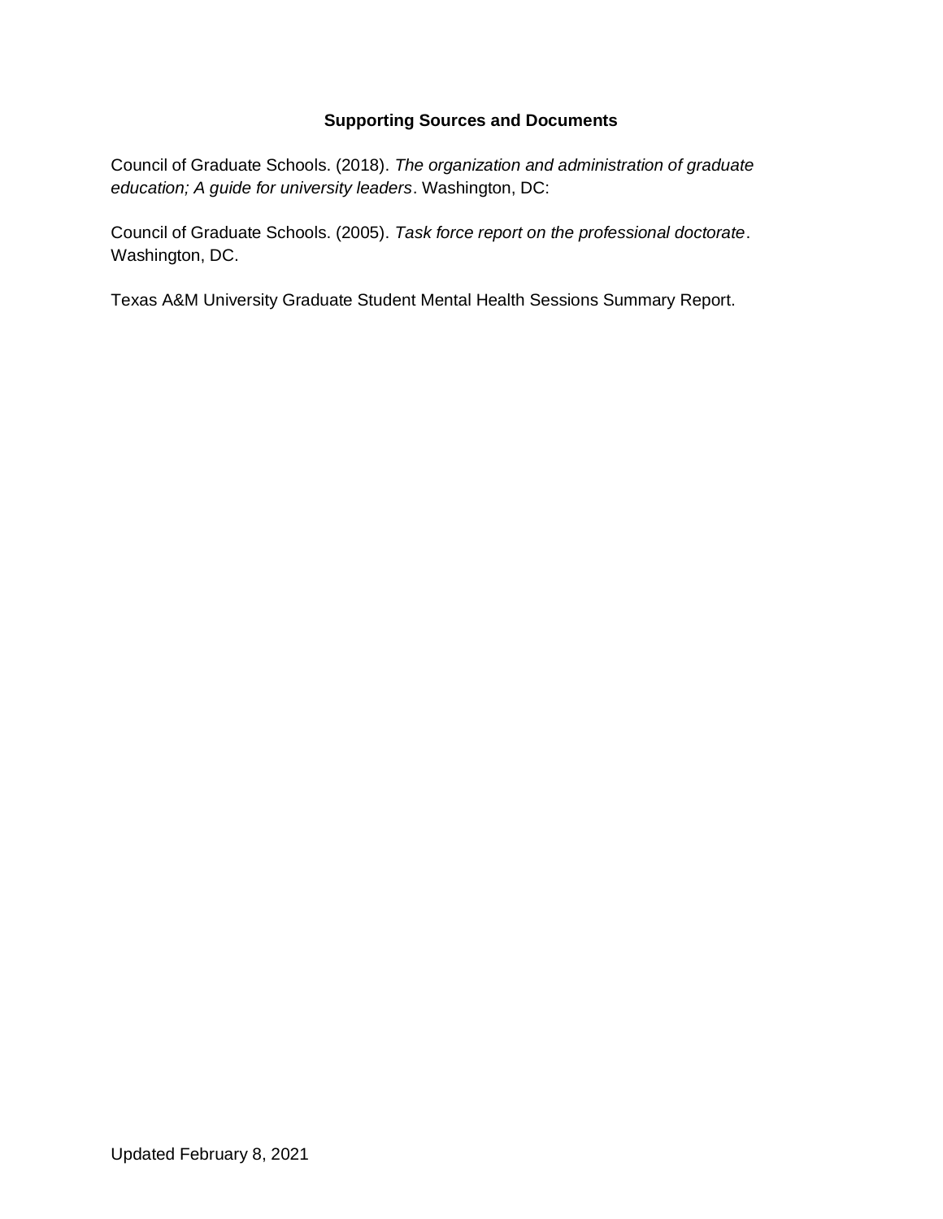**Supporting Sources and Documents**

Council of Graduate Schools. (2018). *The organization and administration of graduate education; A guide for university leaders*. Washington, DC:

Council of Graduate Schools. (2005). *Task force report on the professional doctorate*. Washington, DC.

Texas A&M University Graduate Student Mental Health Sessions Summary Report.

Updated February 8, 2021